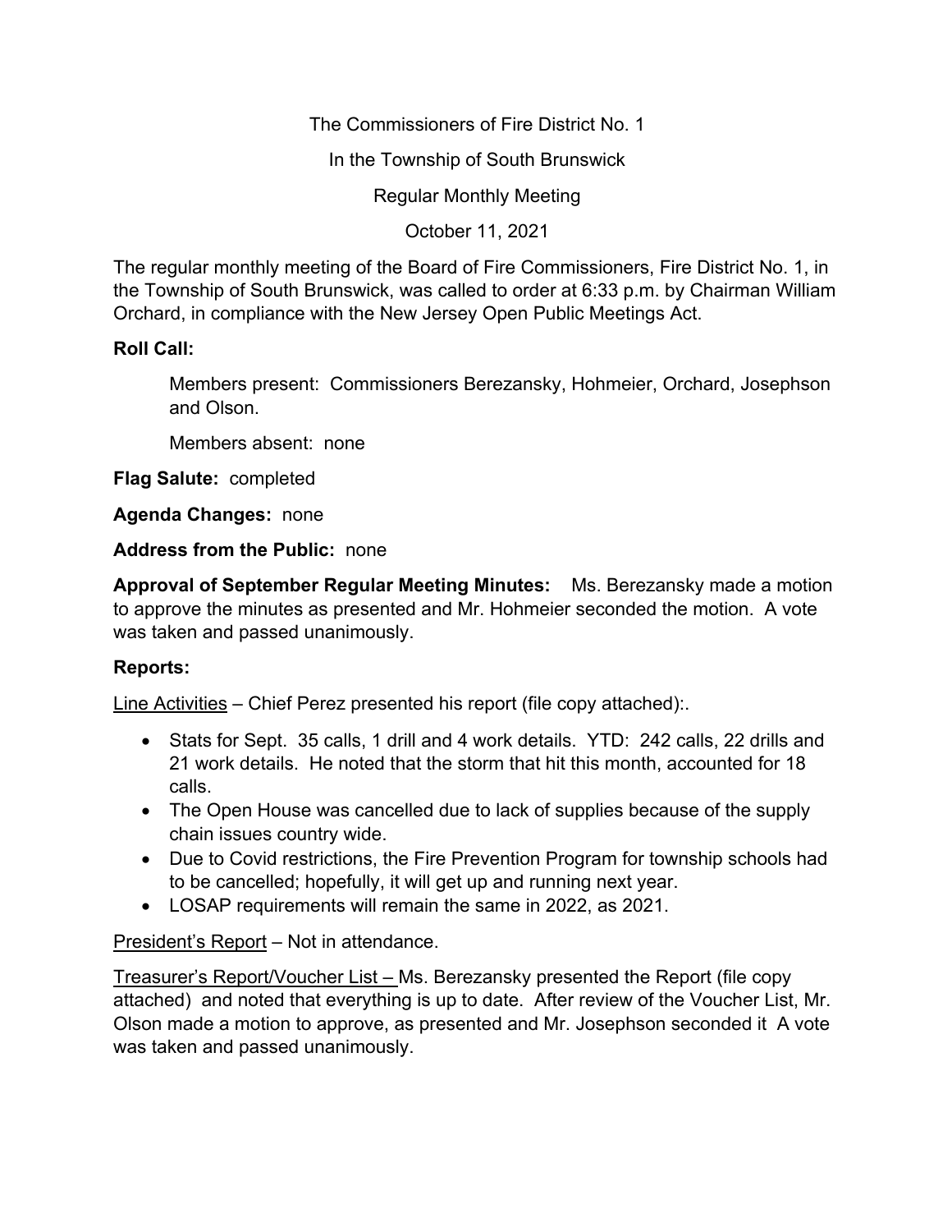The Commissioners of Fire District No. 1

In the Township of South Brunswick

Regular Monthly Meeting

October 11, 2021

The regular monthly meeting of the Board of Fire Commissioners, Fire District No. 1, in the Township of South Brunswick, was called to order at 6:33 p.m. by Chairman William Orchard, in compliance with the New Jersey Open Public Meetings Act.

**Roll Call:**

Members present: Commissioners Berezansky, Hohmeier, Orchard, Josephson and Olson.

Members absent: none

**Flag Salute:** completed

**Agenda Changes:** none

**Address from the Public:** none

**Approval of September Regular Meeting Minutes:** Ms. Berezansky made a motion to approve the minutes as presented and Mr. Hohmeier seconded the motion. A vote was taken and passed unanimously.

**Reports:**

<u>Line Activities</u> – Chief Perez presented his report (file copy attached):.

- Stats for Sept. 35 calls, 1 drill and 4 work details. YTD: 242 calls, 22 drills and 21 work details. He noted that the storm that hit this month, accounted for 18 calls.
- The Open House was cancelled due to lack of supplies because of the supply chain issues country wide.
- Due to Covid restrictions, the Fire Prevention Program for township schools had to be cancelled; hopefully, it will get up and running next year.
- LOSAP requirements will remain the same in 2022, as 2021.

<u>President's Report</u> – Not in attendance.

<u>Treasurer's Report/Voucher List –</u> Ms. Berezansky presented the Report (file copy attached) and noted that everything is up to date. After review of the Voucher List, Mr. Olson made a motion to approve, as presented and Mr. Josephson seconded it A vote was taken and passed unanimously.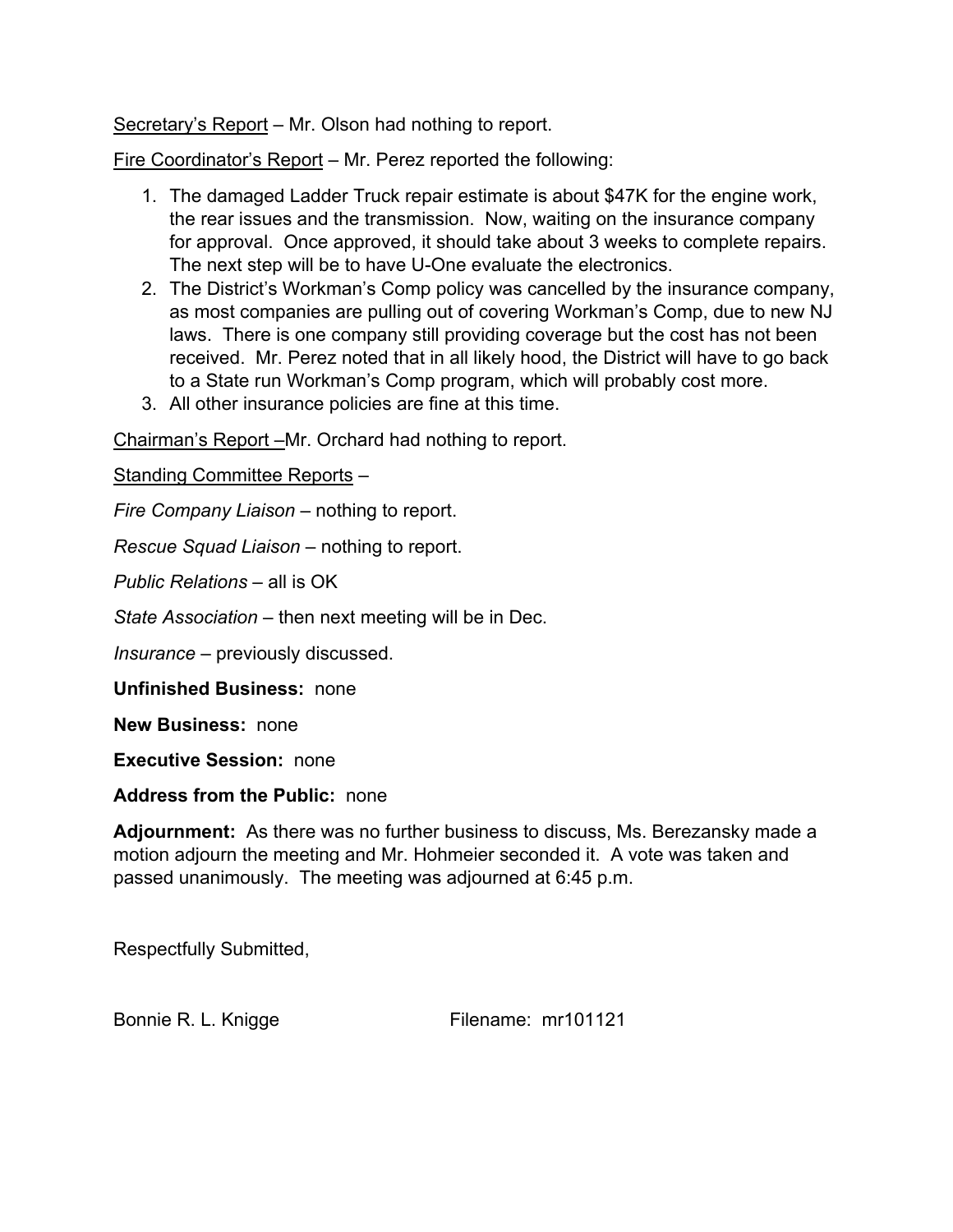<u>Secretary's Report</u> – Mr. Olson had nothing to report.

<u>Fire Coordinator's Report</u> – Mr. Perez reported the following:

1. The damaged Ladder Truck repair estimate is about $47K for the engine work, the rear issues and the transmission. Now, waiting on the insurance company for approval. Once approved, it should take about 3 weeks to complete repairs. The next step will be to have U-One evaluate the electronics.
2. The District's Workman's Comp policy was cancelled by the insurance company, as most companies are pulling out of covering Workman's Comp, due to new NJ laws. There is one company still providing coverage but the cost has not been received. Mr. Perez noted that in all likely hood, the District will have to go back to a State run Workman's Comp program, which will probably cost more.
3. All other insurance policies are fine at this time.

<u>Chairman's Report –</u>Mr. Orchard had nothing to report.

<u>Standing Committee Reports</u> –

*Fire Company Liaison* – nothing to report.

*Rescue Squad Liaison* – nothing to report.

*Public Relations* – all is OK

*State Association* – then next meeting will be in Dec.

*Insurance* – previously discussed.

**Unfinished Business:** none

**New Business:** none

**Executive Session:** none

**Address from the Public:** none

**Adjournment:** As there was no further business to discuss, Ms. Berezansky made a motion adjourn the meeting and Mr. Hohmeier seconded it. A vote was taken and passed unanimously. The meeting was adjourned at 6:45 p.m.

Respectfully Submitted,

Bonnie R. L. Knigge Filename: mr101121